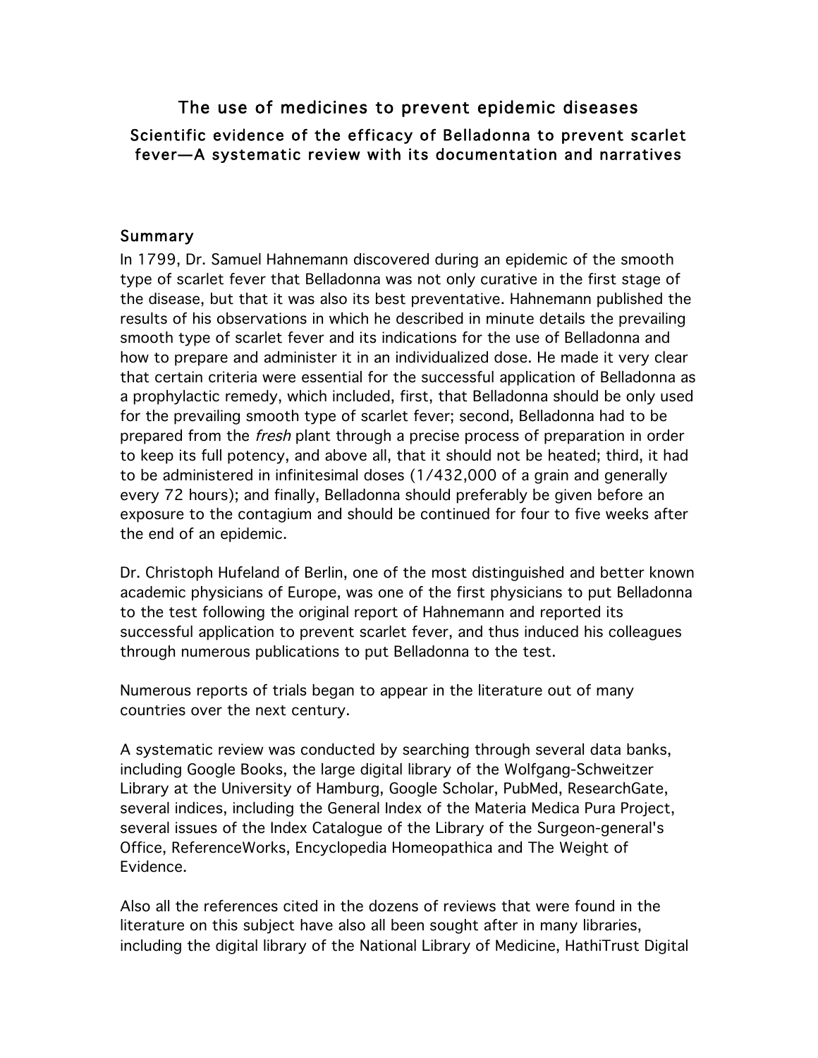# The use of medicines to prevent epidemic diseases

## Scientific evidence of the efficacy of Belladonna to prevent scarlet fever—A systematic review with its documentation and narratives

### Summary

In 1799, Dr. Samuel Hahnemann discovered during an epidemic of the smooth type of scarlet fever that Belladonna was not only curative in the first stage of the disease, but that it was also its best preventative. Hahnemann published the results of his observations in which he described in minute details the prevailing smooth type of scarlet fever and its indications for the use of Belladonna and how to prepare and administer it in an individualized dose. He made it very clear that certain criteria were essential for the successful application of Belladonna as a prophylactic remedy, which included, first, that Belladonna should be only used for the prevailing smooth type of scarlet fever; second, Belladonna had to be prepared from the *fresh* plant through a precise process of preparation in order to keep its full potency, and above all, that it should not be heated; third, it had to be administered in infinitesimal doses (1/432,000 of a grain and generally every 72 hours); and finally, Belladonna should preferably be given before an exposure to the contagium and should be continued for four to five weeks after the end of an epidemic.

Dr. Christoph Hufeland of Berlin, one of the most distinguished and better known academic physicians of Europe, was one of the first physicians to put Belladonna to the test following the original report of Hahnemann and reported its successful application to prevent scarlet fever, and thus induced his colleagues through numerous publications to put Belladonna to the test.

Numerous reports of trials began to appear in the literature out of many countries over the next century.

A systematic review was conducted by searching through several data banks, including Google Books, the large digital library of the Wolfgang-Schweitzer Library at the University of Hamburg, Google Scholar, PubMed, ResearchGate, several indices, including the General Index of the Materia Medica Pura Project, several issues of the Index Catalogue of the Library of the Surgeon-general's Office, ReferenceWorks, Encyclopedia Homeopathica and The Weight of Evidence.

Also all the references cited in the dozens of reviews that were found in the literature on this subject have also all been sought after in many libraries, including the digital library of the National Library of Medicine, HathiTrust Digital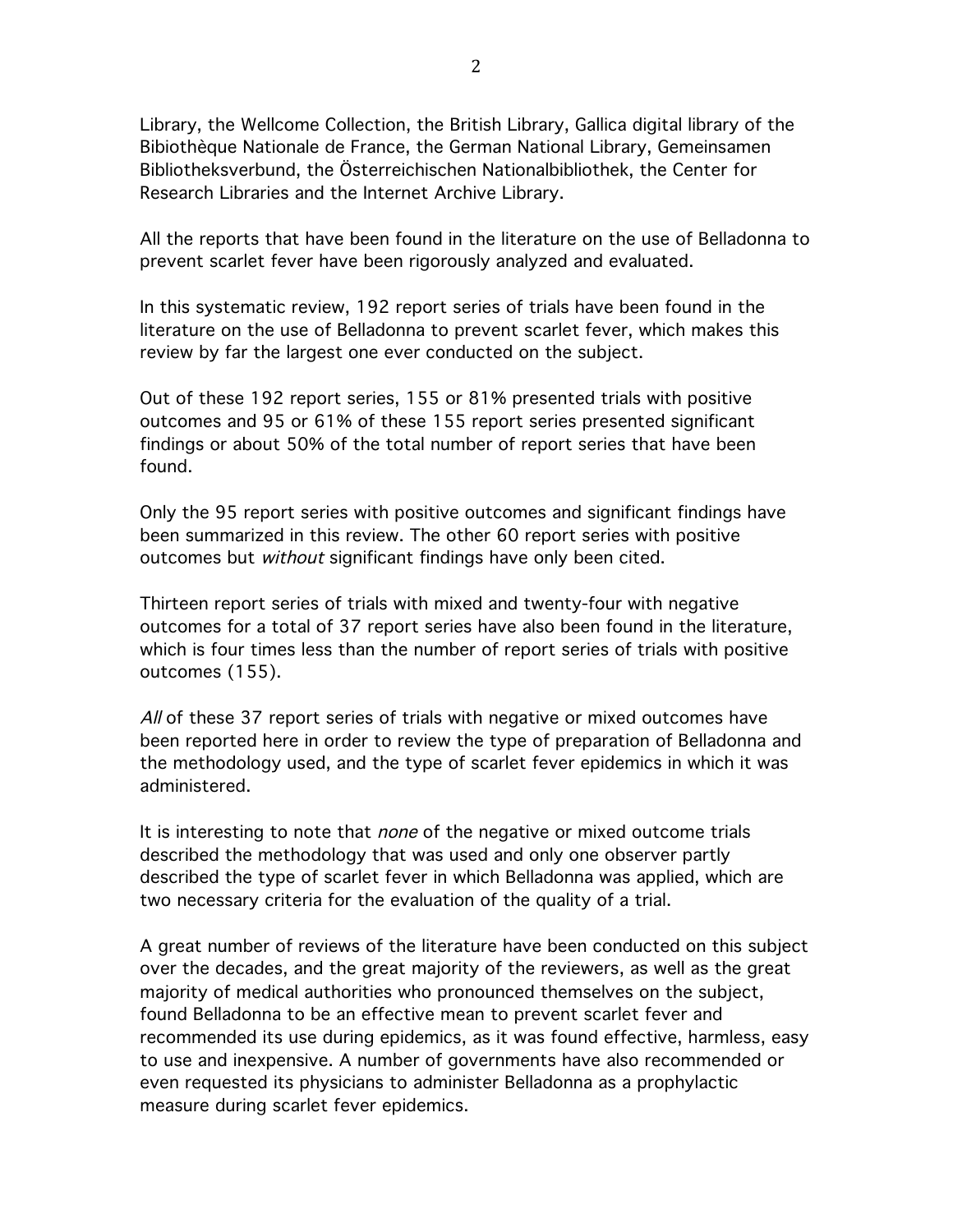Library, the Wellcome Collection, the British Library, Gallica digital library of the Bibiothèque Nationale de France, the German National Library, Gemeinsamen Bibliotheksverbund, the Österreichischen Nationalbibliothek, the Center for Research Libraries and the Internet Archive Library.

All the reports that have been found in the literature on the use of Belladonna to prevent scarlet fever have been rigorously analyzed and evaluated.

In this systematic review, 192 report series of trials have been found in the literature on the use of Belladonna to prevent scarlet fever, which makes this review by far the largest one ever conducted on the subject.

Out of these 192 report series, 155 or 81% presented trials with positive outcomes and 95 or 61% of these 155 report series presented significant findings or about 50% of the total number of report series that have been found.

Only the 95 report series with positive outcomes and significant findings have been summarized in this review. The other 60 report series with positive outcomes but *without* significant findings have only been cited.

Thirteen report series of trials with mixed and twenty-four with negative outcomes for a total of 37 report series have also been found in the literature, which is four times less than the number of report series of trials with positive outcomes (155).

*All* of these 37 report series of trials with negative or mixed outcomes have been reported here in order to review the type of preparation of Belladonna and the methodology used, and the type of scarlet fever epidemics in which it was administered.

It is interesting to note that *none* of the negative or mixed outcome trials described the methodology that was used and only one observer partly described the type of scarlet fever in which Belladonna was applied, which are two necessary criteria for the evaluation of the quality of a trial.

A great number of reviews of the literature have been conducted on this subject over the decades, and the great majority of the reviewers, as well as the great majority of medical authorities who pronounced themselves on the subject, found Belladonna to be an effective mean to prevent scarlet fever and recommended its use during epidemics, as it was found effective, harmless, easy to use and inexpensive. A number of governments have also recommended or even requested its physicians to administer Belladonna as a prophylactic measure during scarlet fever epidemics.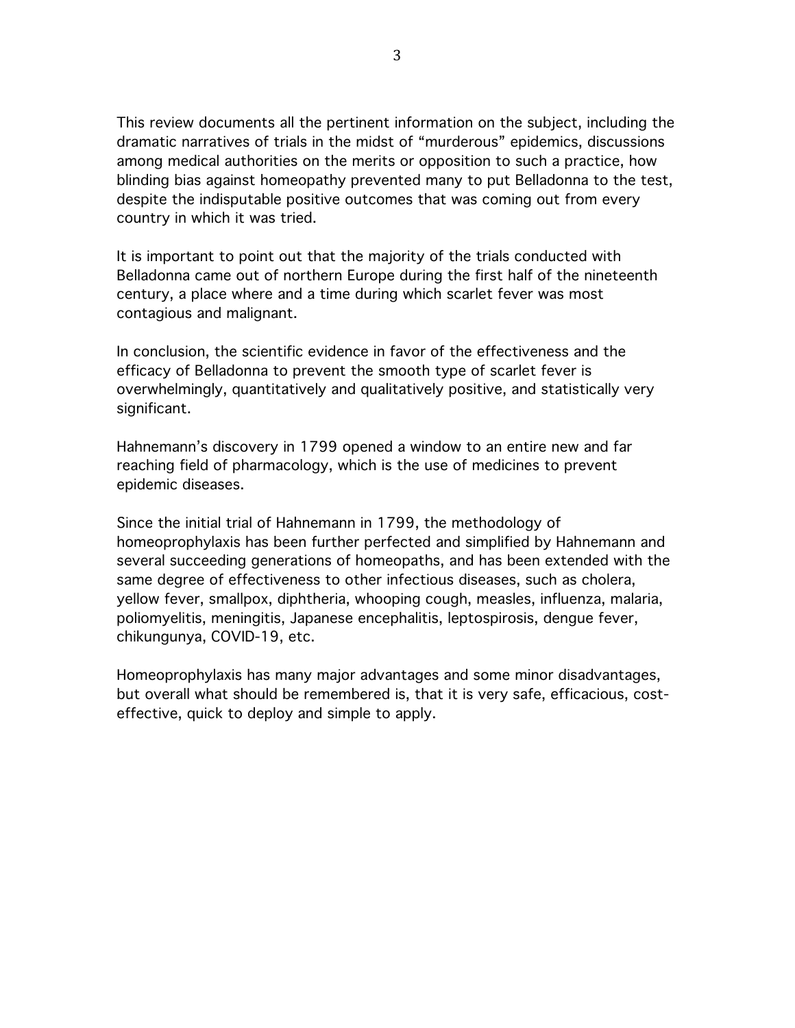This review documents all the pertinent information on the subject, including the dramatic narratives of trials in the midst of "murderous" epidemics, discussions among medical authorities on the merits or opposition to such a practice, how blinding bias against homeopathy prevented many to put Belladonna to the test, despite the indisputable positive outcomes that was coming out from every country in which it was tried.

It is important to point out that the majority of the trials conducted with Belladonna came out of northern Europe during the first half of the nineteenth century, a place where and a time during which scarlet fever was most contagious and malignant.

In conclusion, the scientific evidence in favor of the effectiveness and the efficacy of Belladonna to prevent the smooth type of scarlet fever is overwhelmingly, quantitatively and qualitatively positive, and statistically very significant.

Hahnemann's discovery in 1799 opened a window to an entire new and far reaching field of pharmacology, which is the use of medicines to prevent epidemic diseases.

Since the initial trial of Hahnemann in 1799, the methodology of homeoprophylaxis has been further perfected and simplified by Hahnemann and several succeeding generations of homeopaths, and has been extended with the same degree of effectiveness to other infectious diseases, such as cholera, yellow fever, smallpox, diphtheria, whooping cough, measles, influenza, malaria, poliomyelitis, meningitis, Japanese encephalitis, leptospirosis, dengue fever, chikungunya, COVID-19, etc.

Homeoprophylaxis has many major advantages and some minor disadvantages, but overall what should be remembered is, that it is very safe, efficacious, cost-effective, quick to deploy and simple to apply.